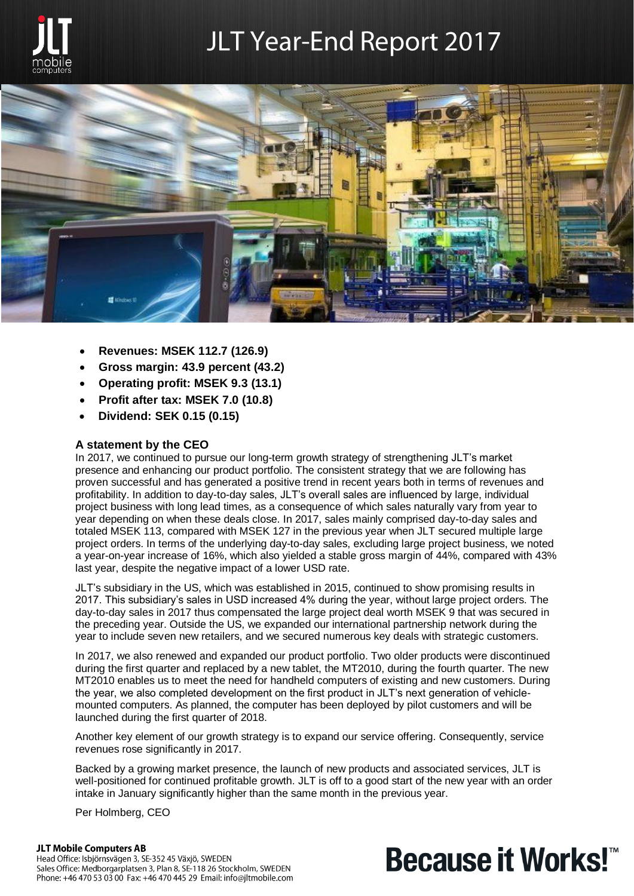# JLT Year-End Report 2017

- **Revenues: MSEK 112.7 (126.9)**
- **Gross margin: 43.9 percent (43.2)**
- **Operating profit: MSEK 9.3 (13.1)**
- **Profit after tax: MSEK 7.0 (10.8)**
- **Dividend: SEK 0.15 (0.15)**

## A statement by the CEO

In 2017, we continued to pursue our long-term growth strategy of strengthening JLT's market presence and enhancing our product portfolio. The consistent strategy that we are following has proven successful and has generated a positive trend in recent years both in terms of revenues and profitability. In addition to day-to-day sales, JLT's overall sales are influenced by large, individual project business with long lead times, as a consequence of which sales naturally vary from year to year depending on when these deals close. In 2017, sales mainly comprised day-to-day sales and totaled MSEK 113, compared with MSEK 127 in the previous year when JLT secured multiple large project orders. In terms of the underlying day-to-day sales, excluding large project business, we noted a year-on-year increase of 16%, which also yielded a stable gross margin of 44%, compared with 43% last year, despite the negative impact of a lower USD rate.

JLT's subsidiary in the US, which was established in 2015, continued to show promising results in 2017. This subsidiary's sales in USD increased 4% during the year, without large project orders. The day-to-day sales in 2017 thus compensated the large project deal worth MSEK 9 that was secured in the preceding year. Outside the US, we expanded our international partnership network during the year to include seven new retailers, and we secured numerous key deals with strategic customers.

In 2017, we also renewed and expanded our product portfolio. Two older products were discontinued during the first quarter and replaced by a new tablet, the MT2010, during the fourth quarter. The new MT2010 enables us to meet the need for handheld computers of existing and new customers. During the year, we also completed development on the first product in JLT's next generation of vehicle-mounted computers. As planned, the computer has been deployed by pilot customers and will be launched during the first quarter of 2018.

Another key element of our growth strategy is to expand our service offering. Consequently, service revenues rose significantly in 2017.

Backed by a growing market presence, the launch of new products and associated services, JLT is well-positioned for continued profitable growth. JLT is off to a good start of the new year with an order intake in January significantly higher than the same month in the previous year.

Per Holmberg, CEO

**JLT Mobile Computers AB**
Head Office: Isbjörnsvägen 3, SE-352 45 Växjö, SWEDEN
Sales Office: Medborgarplatsen 3, Plan 8, SE-118 26 Stockholm, SWEDEN
Phone: +46 470 53 03 00 Fax: +46 470 445 29 Email: info@jltmobile.com

**Because it Works!™**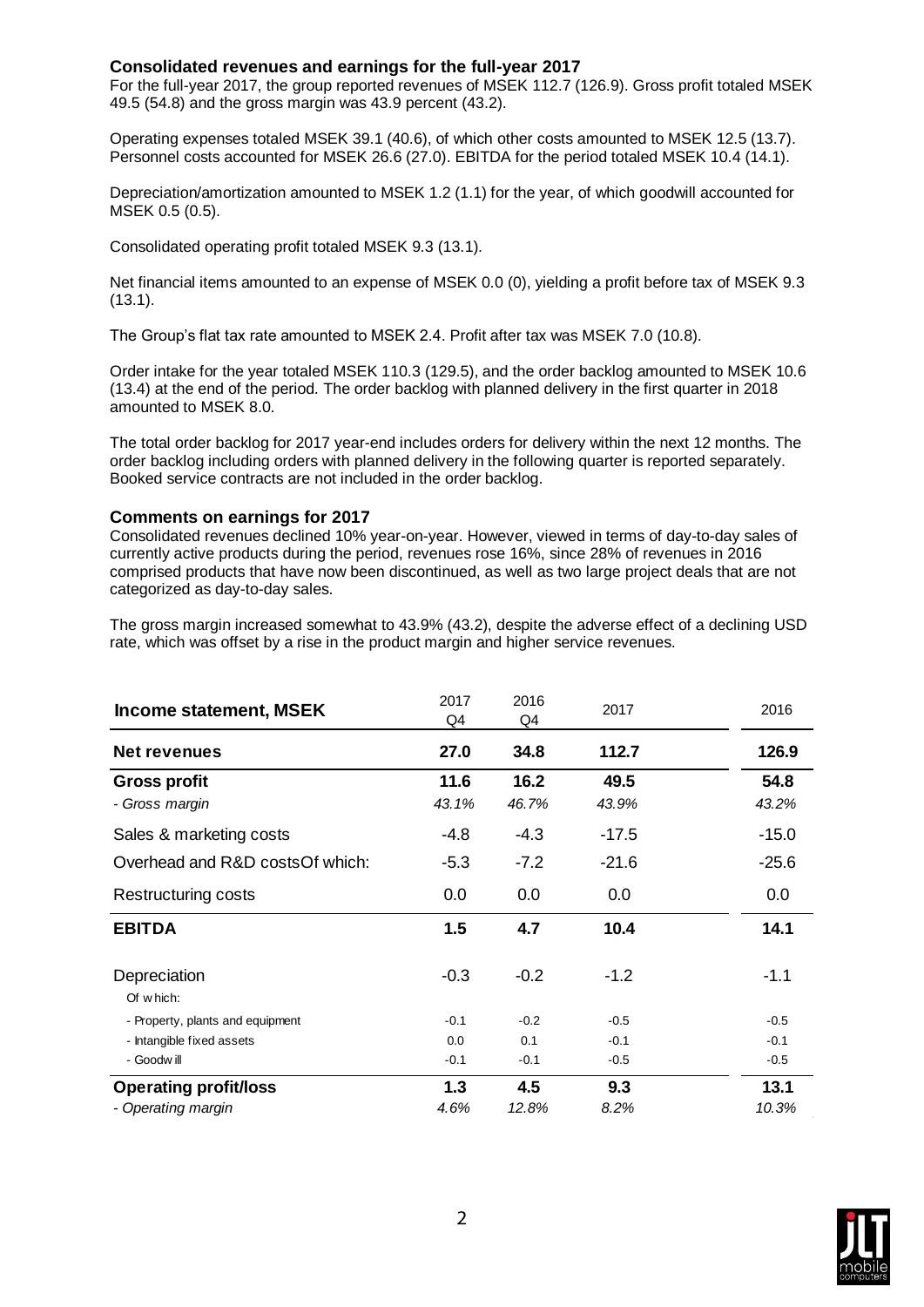### Consolidated revenues and earnings for the full-year 2017

For the full-year 2017, the group reported revenues of MSEK 112.7 (126.9). Gross profit totaled MSEK 49.5 (54.8) and the gross margin was 43.9 percent (43.2).

Operating expenses totaled MSEK 39.1 (40.6), of which other costs amounted to MSEK 12.5 (13.7). Personnel costs accounted for MSEK 26.6 (27.0). EBITDA for the period totaled MSEK 10.4 (14.1).

Depreciation/amortization amounted to MSEK 1.2 (1.1) for the year, of which goodwill accounted for MSEK 0.5 (0.5).

Consolidated operating profit totaled MSEK 9.3 (13.1).

Net financial items amounted to an expense of MSEK 0.0 (0), yielding a profit before tax of MSEK 9.3 (13.1).

The Group's flat tax rate amounted to MSEK 2.4. Profit after tax was MSEK 7.0 (10.8).

Order intake for the year totaled MSEK 110.3 (129.5), and the order backlog amounted to MSEK 10.6 (13.4) at the end of the period. The order backlog with planned delivery in the first quarter in 2018 amounted to MSEK 8.0.

The total order backlog for 2017 year-end includes orders for delivery within the next 12 months. The order backlog including orders with planned delivery in the following quarter is reported separately. Booked service contracts are not included in the order backlog.

### Comments on earnings for 2017

Consolidated revenues declined 10% year-on-year. However, viewed in terms of day-to-day sales of currently active products during the period, revenues rose 16%, since 28% of revenues in 2016 comprised products that have now been discontinued, as well as two large project deals that are not categorized as day-to-day sales.

The gross margin increased somewhat to 43.9% (43.2), despite the adverse effect of a declining USD rate, which was offset by a rise in the product margin and higher service revenues.

| Income statement, MSEK | 2017 Q4 | 2016 Q4 | 2017 | 2016 |
|---|---|---|---|---|
| **Net revenues** | **27.0** | **34.8** | **112.7** | **126.9** |
| **Gross profit** | **11.6** | **16.2** | **49.5** | **54.8** |
| *- Gross margin* | *43.1%* | *46.7%* | *43.9%* | *43.2%* |
| Sales & marketing costs | -4.8 | -4.3 | -17.5 | -15.0 |
| Overhead and R&D costsOf which: | -5.3 | -7.2 | -21.6 | -25.6 |
| Restructuring costs | 0.0 | 0.0 | 0.0 | 0.0 |
| **EBITDA** | **1.5** | **4.7** | **10.4** | **14.1** |
| Depreciation | -0.3 | -0.2 | -1.2 | -1.1 |
| Of which: | | | | |
| - Property, plants and equipment | -0.1 | -0.2 | -0.5 | -0.5 |
| - Intangible fixed assets | 0.0 | 0.1 | -0.1 | -0.1 |
| - Goodwill | -0.1 | -0.1 | -0.5 | -0.5 |
| **Operating profit/loss** | **1.3** | **4.5** | **9.3** | **13.1** |
| *- Operating margin* | *4.6%* | *12.8%* | *8.2%* | *10.3%* |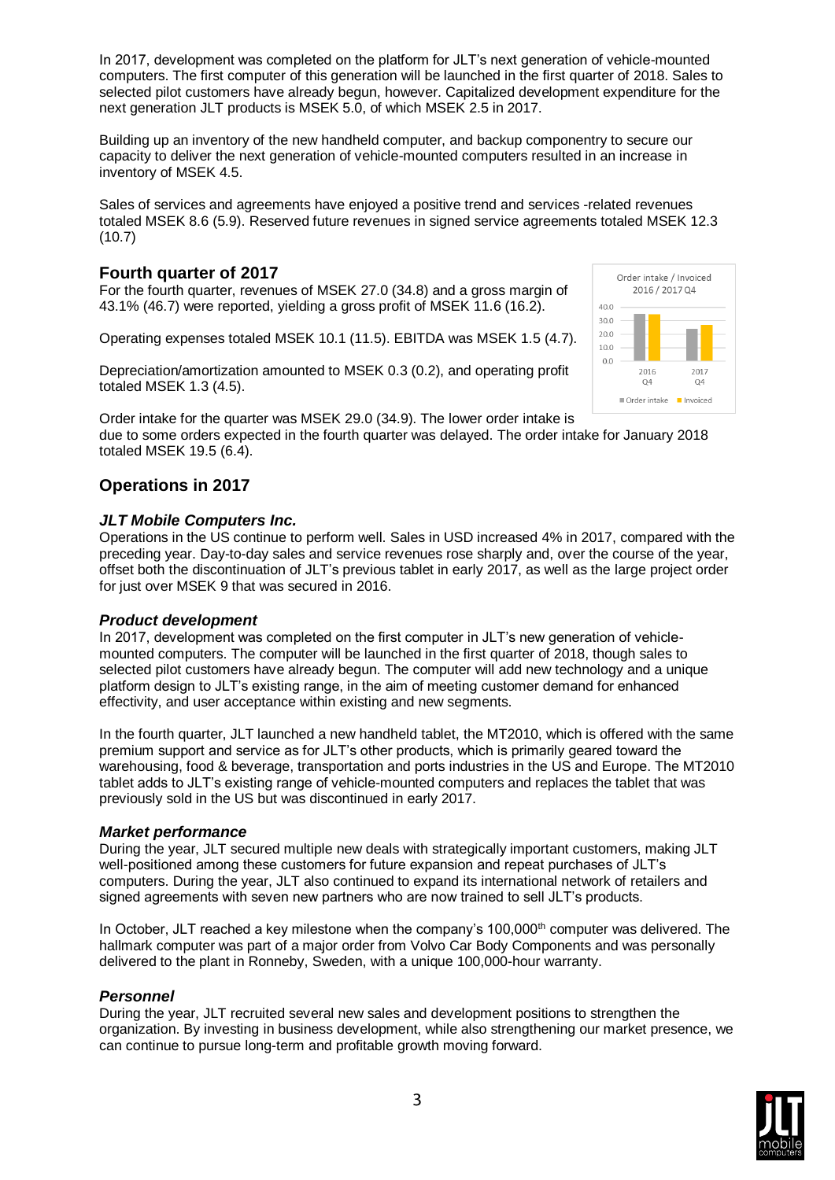In 2017, development was completed on the platform for JLT's next generation of vehicle-mounted computers. The first computer of this generation will be launched in the first quarter of 2018. Sales to selected pilot customers have already begun, however. Capitalized development expenditure for the next generation JLT products is MSEK 5.0, of which MSEK 2.5 in 2017.

Building up an inventory of the new handheld computer, and backup componentry to secure our capacity to deliver the next generation of vehicle-mounted computers resulted in an increase in inventory of MSEK 4.5.

Sales of services and agreements have enjoyed a positive trend and services -related revenues totaled MSEK 8.6 (5.9). Reserved future revenues in signed service agreements totaled MSEK 12.3 (10.7)

## Fourth quarter of 2017

For the fourth quarter, revenues of MSEK 27.0 (34.8) and a gross margin of 43.1% (46.7) were reported, yielding a gross profit of MSEK 11.6 (16.2).

Operating expenses totaled MSEK 10.1 (11.5). EBITDA was MSEK 1.5 (4.7).

Depreciation/amortization amounted to MSEK 0.3 (0.2), and operating profit totaled MSEK 1.3 (4.5).

Order intake for the quarter was MSEK 29.0 (34.9). The lower order intake is due to some orders expected in the fourth quarter was delayed. The order intake for January 2018 totaled MSEK 19.5 (6.4).

## Operations in 2017

### *JLT Mobile Computers Inc.*

Operations in the US continue to perform well. Sales in USD increased 4% in 2017, compared with the preceding year. Day-to-day sales and service revenues rose sharply and, over the course of the year, offset both the discontinuation of JLT's previous tablet in early 2017, as well as the large project order for just over MSEK 9 that was secured in 2016.

### *Product development*

In 2017, development was completed on the first computer in JLT's new generation of vehicle-mounted computers. The computer will be launched in the first quarter of 2018, though sales to selected pilot customers have already begun. The computer will add new technology and a unique platform design to JLT's existing range, in the aim of meeting customer demand for enhanced effectivity, and user acceptance within existing and new segments.

In the fourth quarter, JLT launched a new handheld tablet, the MT2010, which is offered with the same premium support and service as for JLT's other products, which is primarily geared toward the warehousing, food & beverage, transportation and ports industries in the US and Europe. The MT2010 tablet adds to JLT's existing range of vehicle-mounted computers and replaces the tablet that was previously sold in the US but was discontinued in early 2017.

### *Market performance*

During the year, JLT secured multiple new deals with strategically important customers, making JLT well-positioned among these customers for future expansion and repeat purchases of JLT's computers. During the year, JLT also continued to expand its international network of retailers and signed agreements with seven new partners who are now trained to sell JLT's products.

In October, JLT reached a key milestone when the company's 100,000th computer was delivered. The hallmark computer was part of a major order from Volvo Car Body Components and was personally delivered to the plant in Ronneby, Sweden, with a unique 100,000-hour warranty.

### *Personnel*

During the year, JLT recruited several new sales and development positions to strengthen the organization. By investing in business development, while also strengthening our market presence, we can continue to pursue long-term and profitable growth moving forward.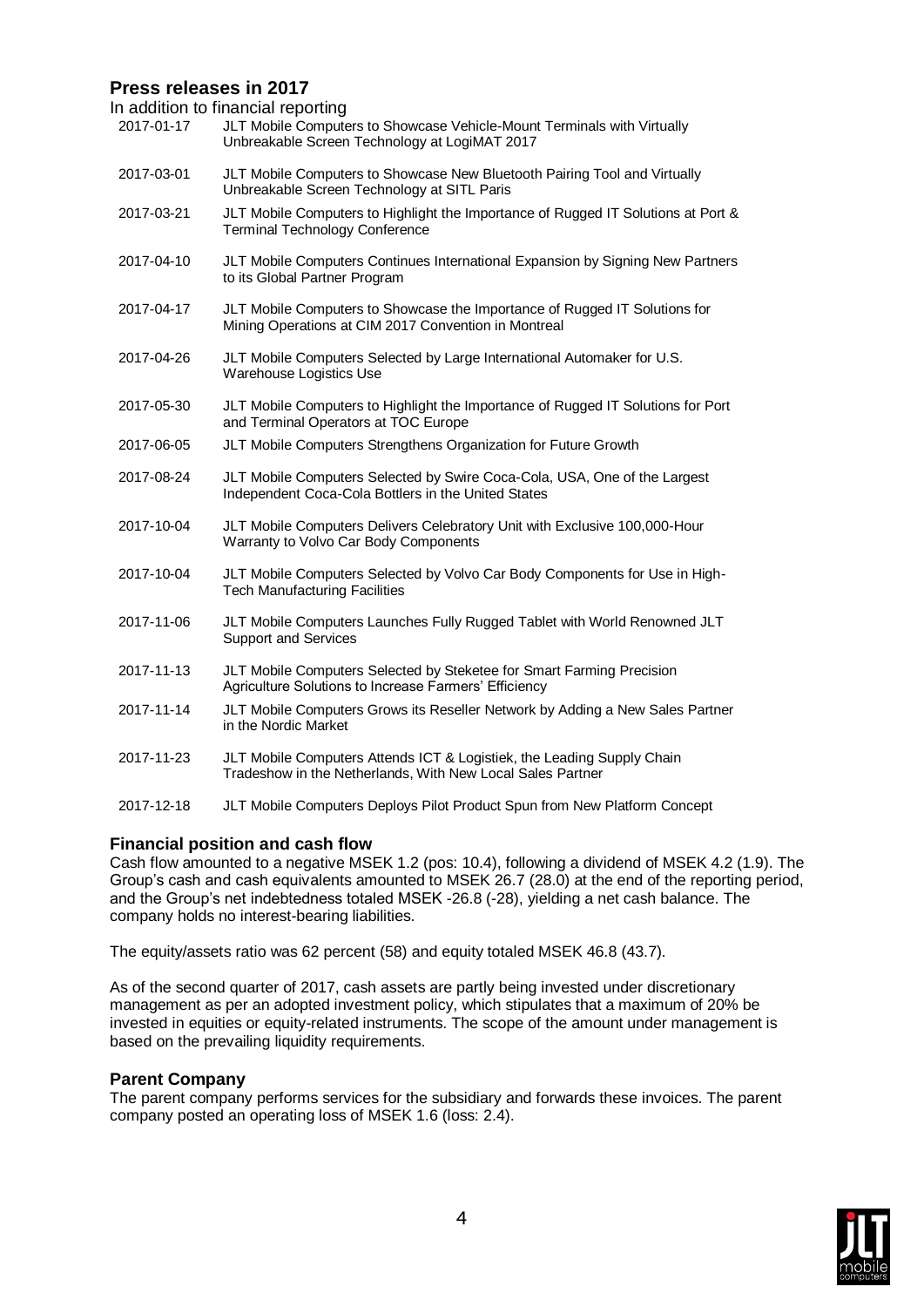## Press releases in 2017

In addition to financial reporting

| | |
|---|---|
| 2017-01-17 | JLT Mobile Computers to Showcase Vehicle-Mount Terminals with Virtually Unbreakable Screen Technology at LogiMAT 2017 |
| 2017-03-01 | JLT Mobile Computers to Showcase New Bluetooth Pairing Tool and Virtually Unbreakable Screen Technology at SITL Paris |
| 2017-03-21 | JLT Mobile Computers to Highlight the Importance of Rugged IT Solutions at Port & Terminal Technology Conference |
| 2017-04-10 | JLT Mobile Computers Continues International Expansion by Signing New Partners to its Global Partner Program |
| 2017-04-17 | JLT Mobile Computers to Showcase the Importance of Rugged IT Solutions for Mining Operations at CIM 2017 Convention in Montreal |
| 2017-04-26 | JLT Mobile Computers Selected by Large International Automaker for U.S. Warehouse Logistics Use |
| 2017-05-30 | JLT Mobile Computers to Highlight the Importance of Rugged IT Solutions for Port and Terminal Operators at TOC Europe |
| 2017-06-05 | JLT Mobile Computers Strengthens Organization for Future Growth |
| 2017-08-24 | JLT Mobile Computers Selected by Swire Coca-Cola, USA, One of the Largest Independent Coca-Cola Bottlers in the United States |
| 2017-10-04 | JLT Mobile Computers Delivers Celebratory Unit with Exclusive 100,000-Hour Warranty to Volvo Car Body Components |
| 2017-10-04 | JLT Mobile Computers Selected by Volvo Car Body Components for Use in High-Tech Manufacturing Facilities |
| 2017-11-06 | JLT Mobile Computers Launches Fully Rugged Tablet with World Renowned JLT Support and Services |
| 2017-11-13 | JLT Mobile Computers Selected by Steketee for Smart Farming Precision Agriculture Solutions to Increase Farmers' Efficiency |
| 2017-11-14 | JLT Mobile Computers Grows its Reseller Network by Adding a New Sales Partner in the Nordic Market |
| 2017-11-23 | JLT Mobile Computers Attends ICT & Logistiek, the Leading Supply Chain Tradeshow in the Netherlands, With New Local Sales Partner |
| 2017-12-18 | JLT Mobile Computers Deploys Pilot Product Spun from New Platform Concept |

## Financial position and cash flow

Cash flow amounted to a negative MSEK 1.2 (pos: 10.4), following a dividend of MSEK 4.2 (1.9). The Group's cash and cash equivalents amounted to MSEK 26.7 (28.0) at the end of the reporting period, and the Group's net indebtedness totaled MSEK -26.8 (-28), yielding a net cash balance. The company holds no interest-bearing liabilities.

The equity/assets ratio was 62 percent (58) and equity totaled MSEK 46.8 (43.7).

As of the second quarter of 2017, cash assets are partly being invested under discretionary management as per an adopted investment policy, which stipulates that a maximum of 20% be invested in equities or equity-related instruments. The scope of the amount under management is based on the prevailing liquidity requirements.

## Parent Company

The parent company performs services for the subsidiary and forwards these invoices. The parent company posted an operating loss of MSEK 1.6 (loss: 2.4).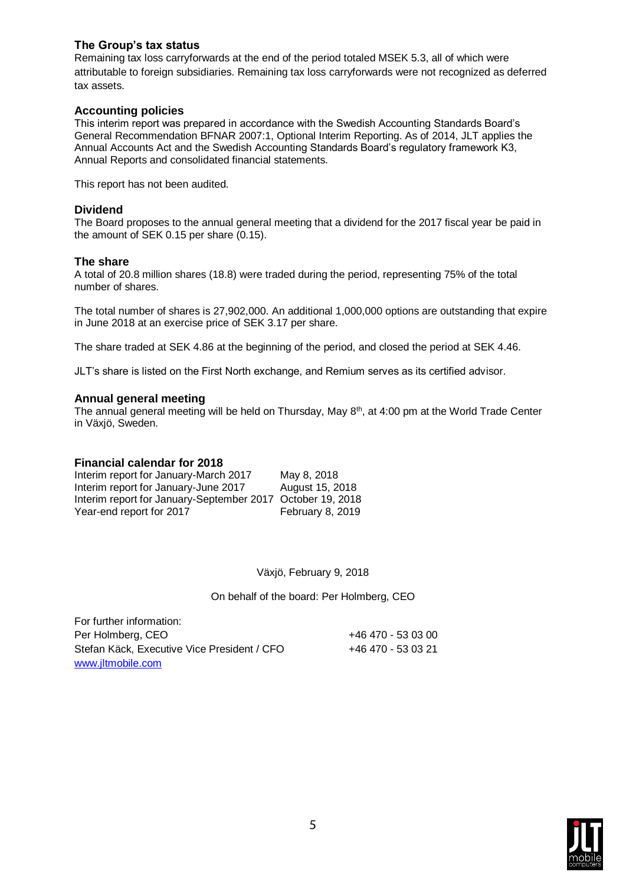### The Group's tax status

Remaining tax loss carryforwards at the end of the period totaled MSEK 5.3, all of which were attributable to foreign subsidiaries. Remaining tax loss carryforwards were not recognized as deferred tax assets.

### Accounting policies

This interim report was prepared in accordance with the Swedish Accounting Standards Board's General Recommendation BFNAR 2007:1, Optional Interim Reporting. As of 2014, JLT applies the Annual Accounts Act and the Swedish Accounting Standards Board's regulatory framework K3, Annual Reports and consolidated financial statements.

This report has not been audited.

### Dividend

The Board proposes to the annual general meeting that a dividend for the 2017 fiscal year be paid in the amount of SEK 0.15 per share (0.15).

### The share

A total of 20.8 million shares (18.8) were traded during the period, representing 75% of the total number of shares.

The total number of shares is 27,902,000. An additional 1,000,000 options are outstanding that expire in June 2018 at an exercise price of SEK 3.17 per share.

The share traded at SEK 4.86 at the beginning of the period, and closed the period at SEK 4.46.

JLT's share is listed on the First North exchange, and Remium serves as its certified advisor.

### Annual general meeting

The annual general meeting will be held on Thursday, May 8th, at 4:00 pm at the World Trade Center in Växjö, Sweden.

### Financial calendar for 2018

| | |
|---|---|
| Interim report for January-March 2017 | May 8, 2018 |
| Interim report for January-June 2017 | August 15, 2018 |
| Interim report for January-September 2017 | October 19, 2018 |
| Year-end report for 2017 | February 8, 2019 |

Växjö, February 9, 2018

On behalf of the board: Per Holmberg, CEO

For further information:

| | |
|---|---|
| Per Holmberg, CEO | +46 470 - 53 03 00 |
| Stefan Käck, Executive Vice President / CFO | +46 470 - 53 03 21 |

www.jltmobile.com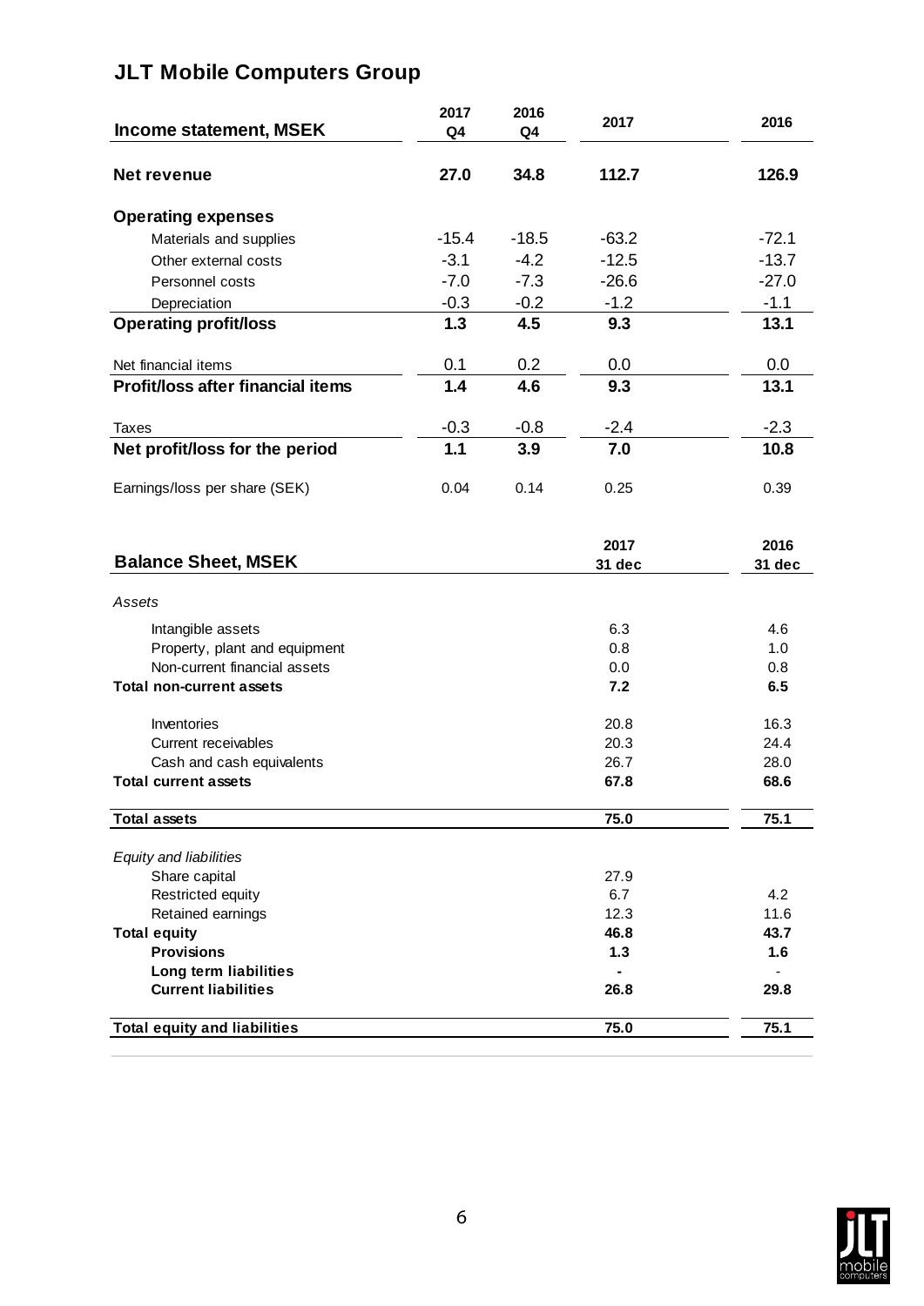# JLT Mobile Computers Group

| Income statement, MSEK | 2017 Q4 | 2016 Q4 | 2017 | 2016 |
|---|---|---|---|---|
| **Net revenue** | **27.0** | **34.8** | **112.7** | **126.9** |
| **Operating expenses** | | | | |
| Materials and supplies | -15.4 | -18.5 | -63.2 | -72.1 |
| Other external costs | -3.1 | -4.2 | -12.5 | -13.7 |
| Personnel costs | -7.0 | -7.3 | -26.6 | -27.0 |
| Depreciation | -0.3 | -0.2 | -1.2 | -1.1 |
| **Operating profit/loss** | **1.3** | **4.5** | **9.3** | **13.1** |
| Net financial items | 0.1 | 0.2 | 0.0 | 0.0 |
| **Profit/loss after financial items** | **1.4** | **4.6** | **9.3** | **13.1** |
| Taxes | -0.3 | -0.8 | -2.4 | -2.3 |
| **Net profit/loss for the period** | **1.1** | **3.9** | **7.0** | **10.8** |
| Earnings/loss per share (SEK) | 0.04 | 0.14 | 0.25 | 0.39 |

| Balance Sheet, MSEK | 2017 31 dec | 2016 31 dec |
|---|---|---|
| *Assets* | | |
| Intangible assets | 6.3 | 4.6 |
| Property, plant and equipment | 0.8 | 1.0 |
| Non-current financial assets | 0.0 | 0.8 |
| **Total non-current assets** | **7.2** | **6.5** |
| Inventories | 20.8 | 16.3 |
| Current receivables | 20.3 | 24.4 |
| Cash and cash equivalents | 26.7 | 28.0 |
| **Total current assets** | **67.8** | **68.6** |
| **Total assets** | **75.0** | **75.1** |
| *Equity and liabilities* | | |
| Share capital | 27.9 | |
| Restricted equity | 6.7 | 4.2 |
| Retained earnings | 12.3 | 11.6 |
| **Total equity** | **46.8** | **43.7** |
| **Provisions** | **1.3** | **1.6** |
| **Long term liabilities** | **-** | - |
| **Current liabilities** | **26.8** | **29.8** |
| **Total equity and liabilities** | **75.0** | **75.1** |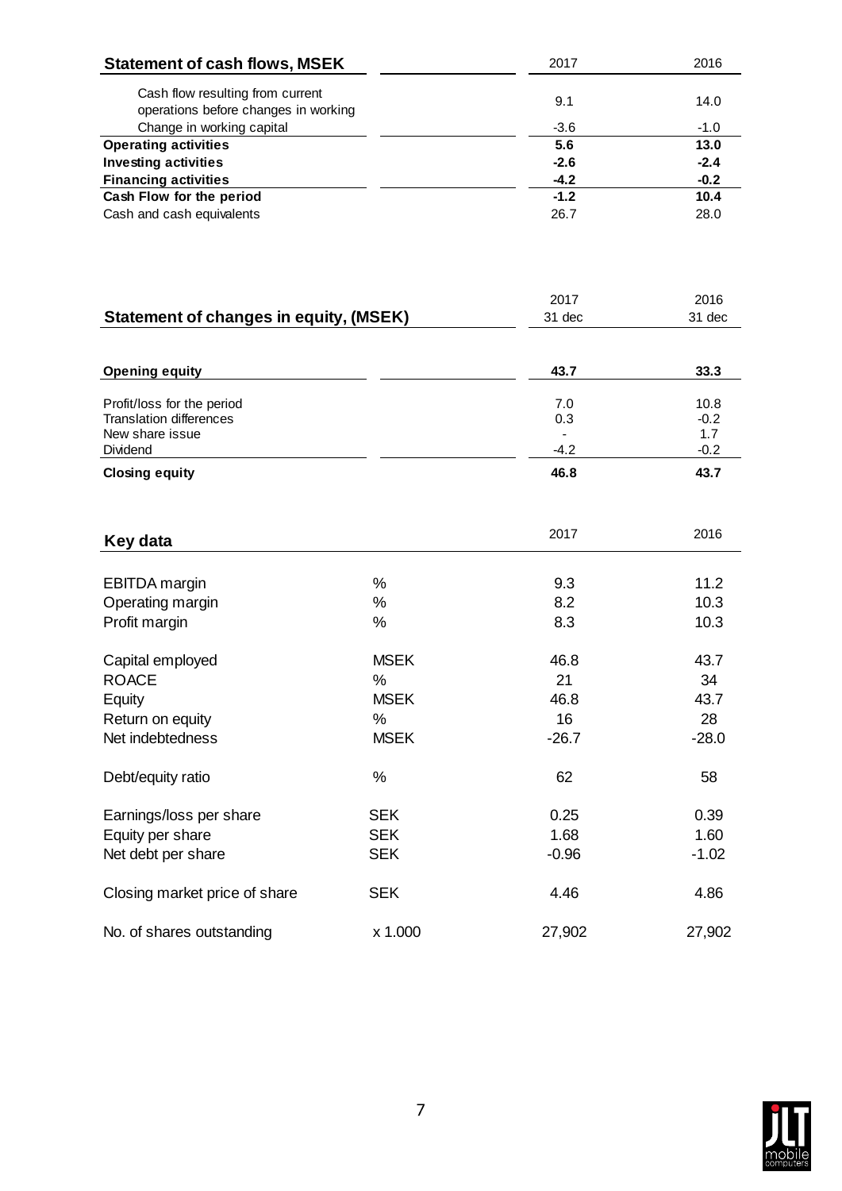| Statement of cash flows, MSEK | 2017 | 2016 |
|---|---|---|
| Cash flow resulting from current operations before changes in working | 9.1 | 14.0 |
| Change in working capital | -3.6 | -1.0 |
| **Operating activities** | **5.6** | **13.0** |
| **Investing activities** | **-2.6** | **-2.4** |
| **Financing activities** | **-4.2** | **-0.2** |
| **Cash Flow for the period** | **-1.2** | **10.4** |
| Cash and cash equivalents | 26.7 | 28.0 |

| Statement of changes in equity, (MSEK) | 2017 31 dec | 2016 31 dec |
|---|---|---|
| **Opening equity** | **43.7** | **33.3** |
| Profit/loss for the period | 7.0 | 10.8 |
| Translation differences | 0.3 | -0.2 |
| New share issue | - | 1.7 |
| Dividend | -4.2 | -0.2 |
| **Closing equity** | **46.8** | **43.7** |

| Key data | | 2017 | 2016 |
|---|---|---|---|
| EBITDA margin | % | 9.3 | 11.2 |
| Operating margin | % | 8.2 | 10.3 |
| Profit margin | % | 8.3 | 10.3 |
| Capital employed | MSEK | 46.8 | 43.7 |
| ROACE | % | 21 | 34 |
| Equity | MSEK | 46.8 | 43.7 |
| Return on equity | % | 16 | 28 |
| Net indebtedness | MSEK | -26.7 | -28.0 |
| Debt/equity ratio | % | 62 | 58 |
| Earnings/loss per share | SEK | 0.25 | 0.39 |
| Equity per share | SEK | 1.68 | 1.60 |
| Net debt per share | SEK | -0.96 | -1.02 |
| Closing market price of share | SEK | 4.46 | 4.86 |
| No. of shares outstanding | x 1.000 | 27,902 | 27,902 |